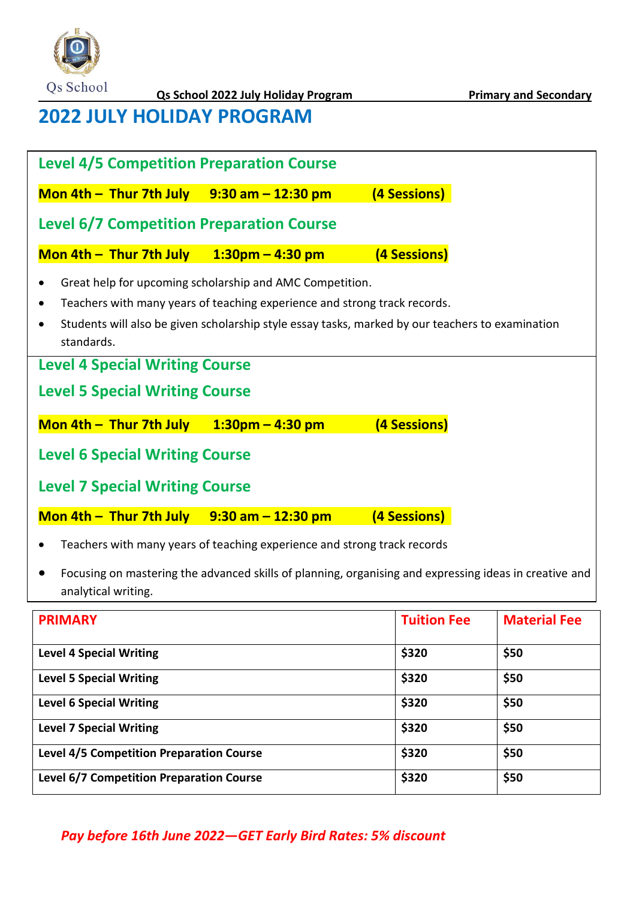Qs School

**Qs School 2022 July Holiday Program** **Primary and Secondary**

# 2022 JULY HOLIDAY PROGRAM

## Level 4/5 Competition Preparation Course

**Mon 4th – Thur 7th July 9:30 am – 12:30 pm (4 Sessions)**

## Level 6/7 Competition Preparation Course

**Mon 4th – Thur 7th July 1:30pm – 4:30 pm (4 Sessions)**

- Great help for upcoming scholarship and AMC Competition.
- Teachers with many years of teaching experience and strong track records.
- Students will also be given scholarship style essay tasks, marked by our teachers to examination standards.

## Level 4 Special Writing Course

## Level 5 Special Writing Course

**Mon 4th – Thur 7th July 1:30pm – 4:30 pm (4 Sessions)**

## Level 6 Special Writing Course

## Level 7 Special Writing Course

**Mon 4th – Thur 7th July 9:30 am – 12:30 pm (4 Sessions)**

- Teachers with many years of teaching experience and strong track records
- Focusing on mastering the advanced skills of planning, organising and expressing ideas in creative and analytical writing.

| PRIMARY | Tuition Fee | Material Fee |
|---|---|---|
| **Level 4 Special Writing** | **$320** | **$50** |
| **Level 5 Special Writing** | **$320** | **$50** |
| **Level 6 Special Writing** | **$320** | **$50** |
| **Level 7 Special Writing** | **$320** | **$50** |
| **Level 4/5 Competition Preparation Course** | **$320** | **$50** |
| **Level 6/7 Competition Preparation Course** | **$320** | **$50** |

***Pay before 16th June 2022—GET Early Bird Rates: 5% discount***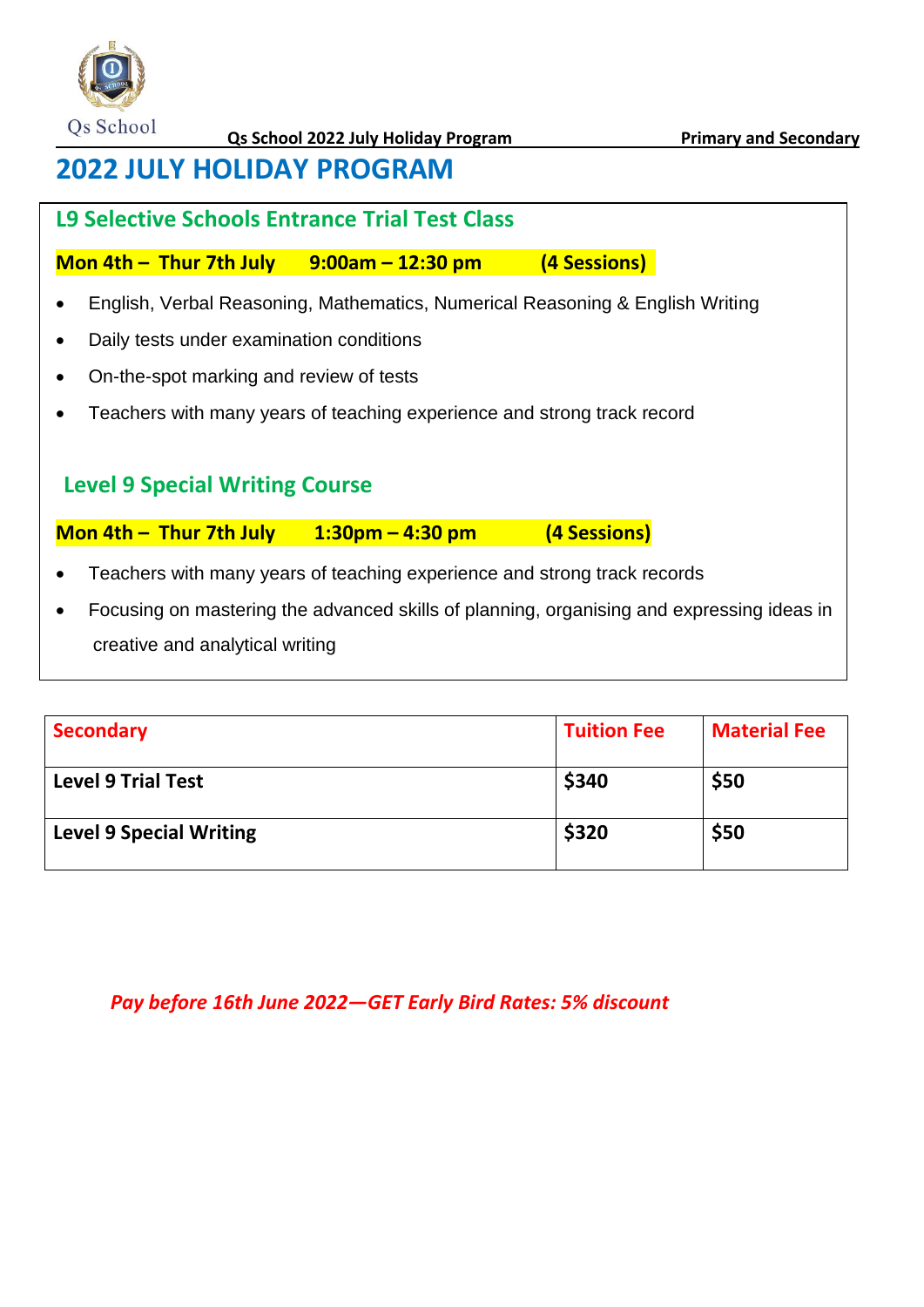# 2022 JULY HOLIDAY PROGRAM

## L9 Selective Schools Entrance Trial Test Class

**Mon 4th – Thur 7th July 9:00am – 12:30 pm (4 Sessions)**

- English, Verbal Reasoning, Mathematics, Numerical Reasoning & English Writing
- Daily tests under examination conditions
- On-the-spot marking and review of tests
- Teachers with many years of teaching experience and strong track record

## Level 9 Special Writing Course

**Mon 4th – Thur 7th July 1:30pm – 4:30 pm (4 Sessions)**

- Teachers with many years of teaching experience and strong track records
- Focusing on mastering the advanced skills of planning, organising and expressing ideas in creative and analytical writing

| Secondary | Tuition Fee | Material Fee |
|---|---|---|
| **Level 9 Trial Test** | **$340** | **$50** |
| **Level 9 Special Writing** | **$320** | **$50** |

***Pay before 16th June 2022—GET Early Bird Rates: 5% discount***